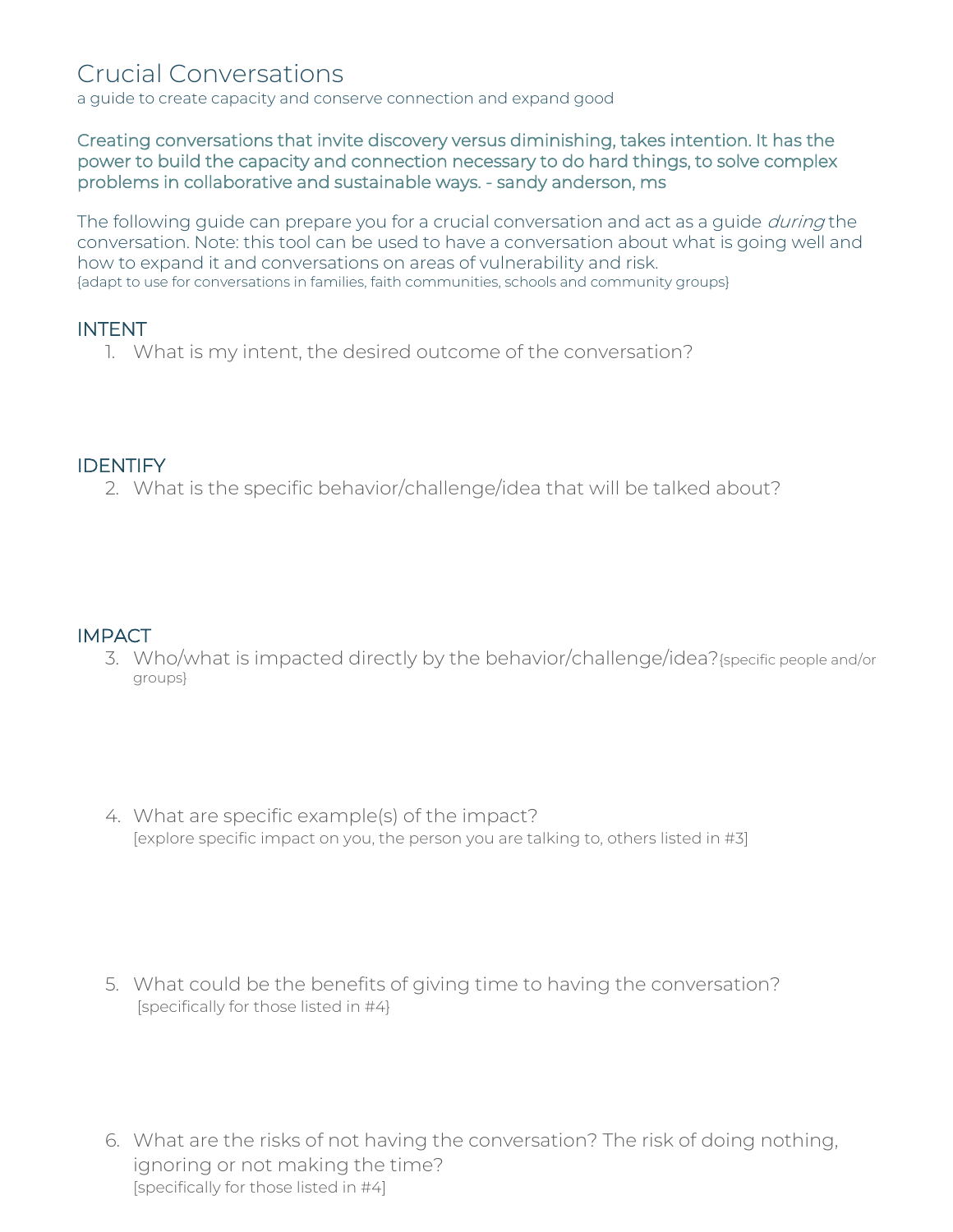# Crucial Conversations

a guide to create capacity and conserve connection and expand good

Creating conversations that invite discovery versus diminishing, takes intention. It has the power to build the capacity and connection necessary to do hard things, to solve complex problems in collaborative and sustainable ways. - sandy anderson, ms

The following guide can prepare you for a crucial conversation and act as a guide *during* the conversation. Note: this tool can be used to have a conversation about what is going well and how to expand it and conversations on areas of vulnerability and risk.
{adapt to use for conversations in families, faith communities, schools and community groups}

## INTENT

1. What is my intent, the desired outcome of the conversation?

## IDENTIFY

2. What is the specific behavior/challenge/idea that will be talked about?

## IMPACT

3. Who/what is impacted directly by the behavior/challenge/idea?{specific people and/or groups}

4. What are specific example(s) of the impact?
   [explore specific impact on you, the person you are talking to, others listed in #3]

5. What could be the benefits of giving time to having the conversation?
   [specifically for those listed in #4}

6. What are the risks of not having the conversation? The risk of doing nothing, ignoring or not making the time?
   [specifically for those listed in #4]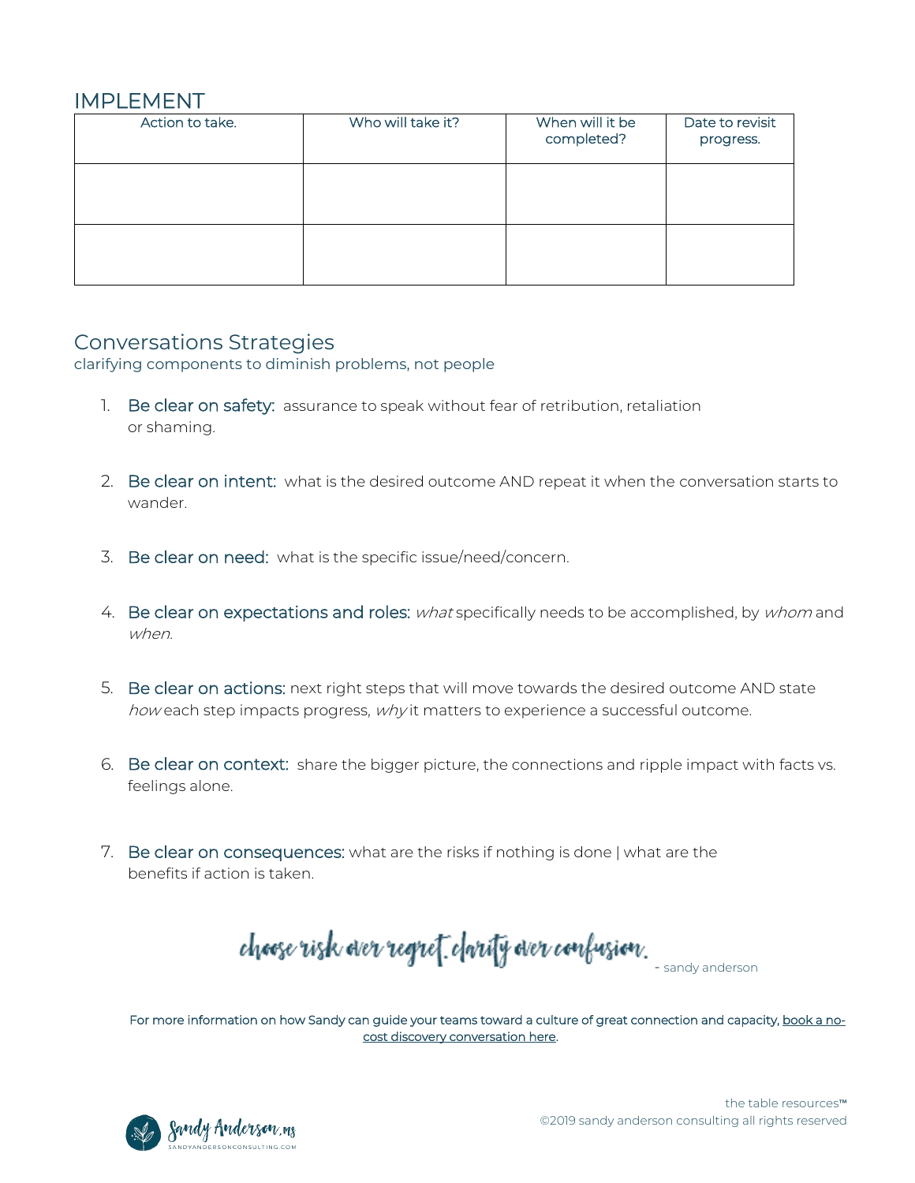## IMPLEMENT

| Action to take. | Who will take it? | When will it be completed? | Date to revisit progress. |
|---|---|---|---|
| | | | |
| | | | |

## Conversations Strategies

clarifying components to diminish problems, not people

1. **Be clear on safety:** assurance to speak without fear of retribution, retaliation or shaming.

2. **Be clear on intent:** what is the desired outcome AND repeat it when the conversation starts to wander.

3. **Be clear on need:** what is the specific issue/need/concern.

4. **Be clear on expectations and roles:** *what* specifically needs to be accomplished, by *whom* and *when*.

5. **Be clear on actions:** next right steps that will move towards the desired outcome AND state *how* each step impacts progress, *why* it matters to experience a successful outcome.

6. **Be clear on context:** share the bigger picture, the connections and ripple impact with facts vs. feelings alone.

7. **Be clear on consequences:** what are the risks if nothing is done | what are the benefits if action is taken.

choose risk over regret. clarity over confusion. - sandy anderson

For more information on how Sandy can guide your teams toward a culture of great connection and capacity, book a no-cost discovery conversation here.

Sandy Anderson, MS
SANDYANDERSONCONSULTING.COM

the table resources™
©2019 sandy anderson consulting all rights reserved